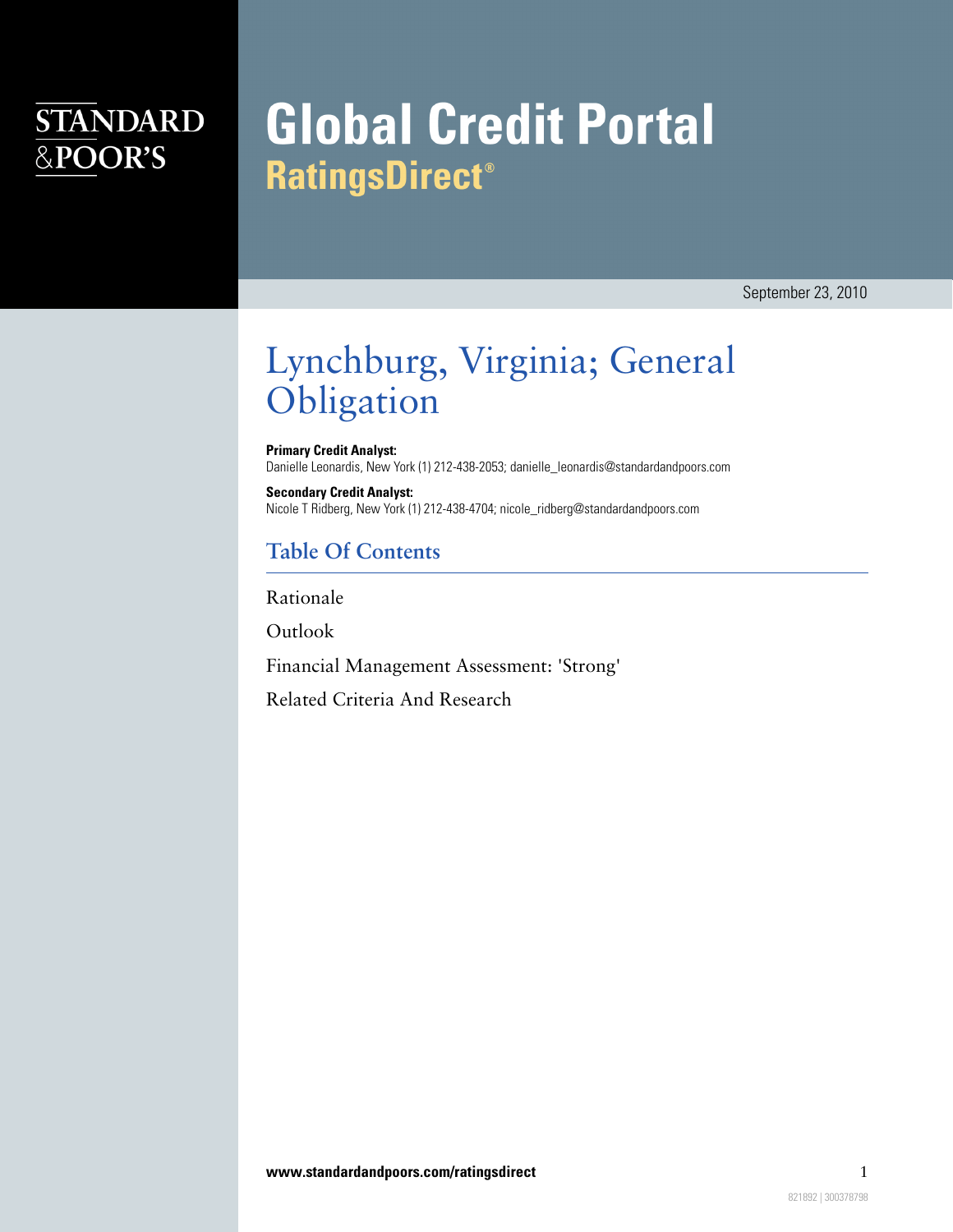STANDARD & POOR'S

# Global Credit Portal
## RatingsDirect®

September 23, 2010

# Lynchburg, Virginia; General Obligation

**Primary Credit Analyst:**
Danielle Leonardis, New York (1) 212-438-2053; danielle_leonardis@standardandpoors.com

**Secondary Credit Analyst:**
Nicole T Ridberg, New York (1) 212-438-4704; nicole_ridberg@standardandpoors.com

## Table Of Contents

Rationale

Outlook

Financial Management Assessment: 'Strong'

Related Criteria And Research

www.standardandpoors.com/ratingsdirect

821892 | 300378798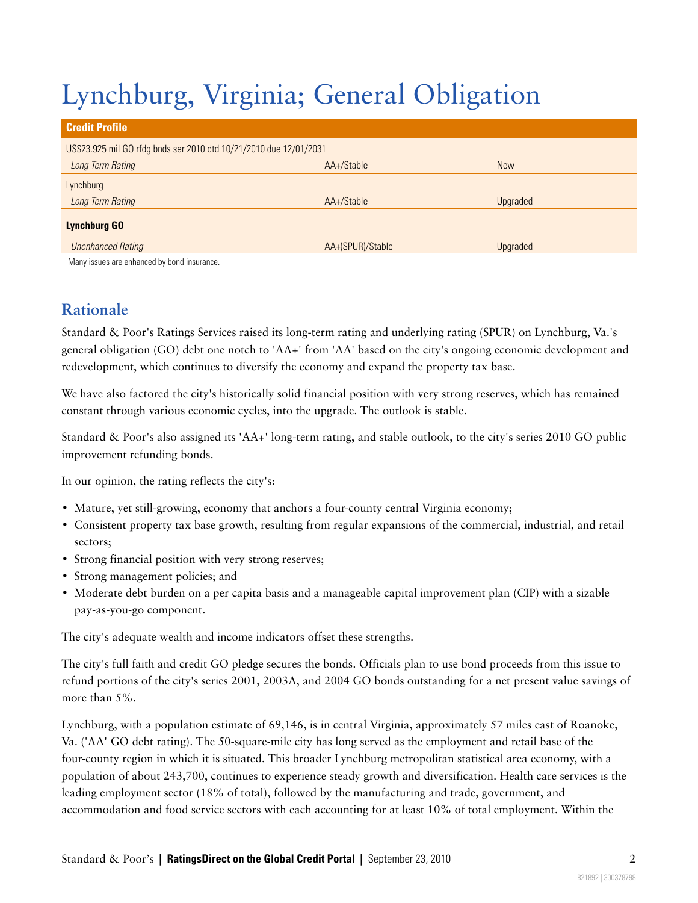# Lynchburg, Virginia; General Obligation

| Credit Profile | | |
|---|---|---|
| US$23.925 mil GO rfdg bnds ser 2010 dtd 10/21/2010 due 12/01/2031 | | |
| *Long Term Rating* | AA+/Stable | New |
| Lynchburg | | |
| *Long Term Rating* | AA+/Stable | Upgraded |
| **Lynchburg GO** | | |
| *Unenhanced Rating* | AA+(SPUR)/Stable | Upgraded |

Many issues are enhanced by bond insurance.

## Rationale

Standard & Poor's Ratings Services raised its long-term rating and underlying rating (SPUR) on Lynchburg, Va.'s general obligation (GO) debt one notch to 'AA+' from 'AA' based on the city's ongoing economic development and redevelopment, which continues to diversify the economy and expand the property tax base.

We have also factored the city's historically solid financial position with very strong reserves, which has remained constant through various economic cycles, into the upgrade. The outlook is stable.

Standard & Poor's also assigned its 'AA+' long-term rating, and stable outlook, to the city's series 2010 GO public improvement refunding bonds.

In our opinion, the rating reflects the city's:

- Mature, yet still-growing, economy that anchors a four-county central Virginia economy;
- Consistent property tax base growth, resulting from regular expansions of the commercial, industrial, and retail sectors;
- Strong financial position with very strong reserves;
- Strong management policies; and
- Moderate debt burden on a per capita basis and a manageable capital improvement plan (CIP) with a sizable pay-as-you-go component.

The city's adequate wealth and income indicators offset these strengths.

The city's full faith and credit GO pledge secures the bonds. Officials plan to use bond proceeds from this issue to refund portions of the city's series 2001, 2003A, and 2004 GO bonds outstanding for a net present value savings of more than 5%.

Lynchburg, with a population estimate of 69,146, is in central Virginia, approximately 57 miles east of Roanoke, Va. ('AA' GO debt rating). The 50-square-mile city has long served as the employment and retail base of the four-county region in which it is situated. This broader Lynchburg metropolitan statistical area economy, with a population of about 243,700, continues to experience steady growth and diversification. Health care services is the leading employment sector (18% of total), followed by the manufacturing and trade, government, and accommodation and food service sectors with each accounting for at least 10% of total employment. Within the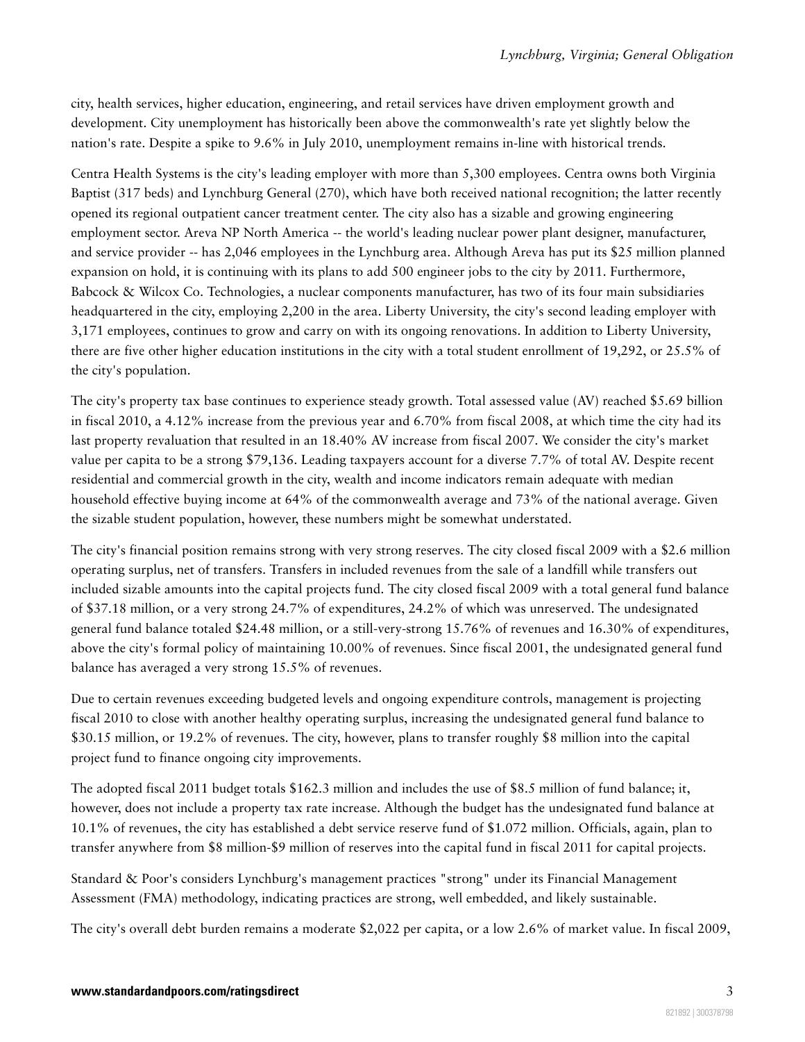city, health services, higher education, engineering, and retail services have driven employment growth and development. City unemployment has historically been above the commonwealth's rate yet slightly below the nation's rate. Despite a spike to 9.6% in July 2010, unemployment remains in-line with historical trends.

Centra Health Systems is the city's leading employer with more than 5,300 employees. Centra owns both Virginia Baptist (317 beds) and Lynchburg General (270), which have both received national recognition; the latter recently opened its regional outpatient cancer treatment center. The city also has a sizable and growing engineering employment sector. Areva NP North America -- the world's leading nuclear power plant designer, manufacturer, and service provider -- has 2,046 employees in the Lynchburg area. Although Areva has put its $25 million planned expansion on hold, it is continuing with its plans to add 500 engineer jobs to the city by 2011. Furthermore, Babcock & Wilcox Co. Technologies, a nuclear components manufacturer, has two of its four main subsidiaries headquartered in the city, employing 2,200 in the area. Liberty University, the city's second leading employer with 3,171 employees, continues to grow and carry on with its ongoing renovations. In addition to Liberty University, there are five other higher education institutions in the city with a total student enrollment of 19,292, or 25.5% of the city's population.

The city's property tax base continues to experience steady growth. Total assessed value (AV) reached $5.69 billion in fiscal 2010, a 4.12% increase from the previous year and 6.70% from fiscal 2008, at which time the city had its last property revaluation that resulted in an 18.40% AV increase from fiscal 2007. We consider the city's market value per capita to be a strong $79,136. Leading taxpayers account for a diverse 7.7% of total AV. Despite recent residential and commercial growth in the city, wealth and income indicators remain adequate with median household effective buying income at 64% of the commonwealth average and 73% of the national average. Given the sizable student population, however, these numbers might be somewhat understated.

The city's financial position remains strong with very strong reserves. The city closed fiscal 2009 with a $2.6 million operating surplus, net of transfers. Transfers in included revenues from the sale of a landfill while transfers out included sizable amounts into the capital projects fund. The city closed fiscal 2009 with a total general fund balance of $37.18 million, or a very strong 24.7% of expenditures, 24.2% of which was unreserved. The undesignated general fund balance totaled $24.48 million, or a still-very-strong 15.76% of revenues and 16.30% of expenditures, above the city's formal policy of maintaining 10.00% of revenues. Since fiscal 2001, the undesignated general fund balance has averaged a very strong 15.5% of revenues.

Due to certain revenues exceeding budgeted levels and ongoing expenditure controls, management is projecting fiscal 2010 to close with another healthy operating surplus, increasing the undesignated general fund balance to $30.15 million, or 19.2% of revenues. The city, however, plans to transfer roughly $8 million into the capital project fund to finance ongoing city improvements.

The adopted fiscal 2011 budget totals $162.3 million and includes the use of $8.5 million of fund balance; it, however, does not include a property tax rate increase. Although the budget has the undesignated fund balance at 10.1% of revenues, the city has established a debt service reserve fund of $1.072 million. Officials, again, plan to transfer anywhere from $8 million-$9 million of reserves into the capital fund in fiscal 2011 for capital projects.

Standard & Poor's considers Lynchburg's management practices "strong" under its Financial Management Assessment (FMA) methodology, indicating practices are strong, well embedded, and likely sustainable.

The city's overall debt burden remains a moderate $2,022 per capita, or a low 2.6% of market value. In fiscal 2009,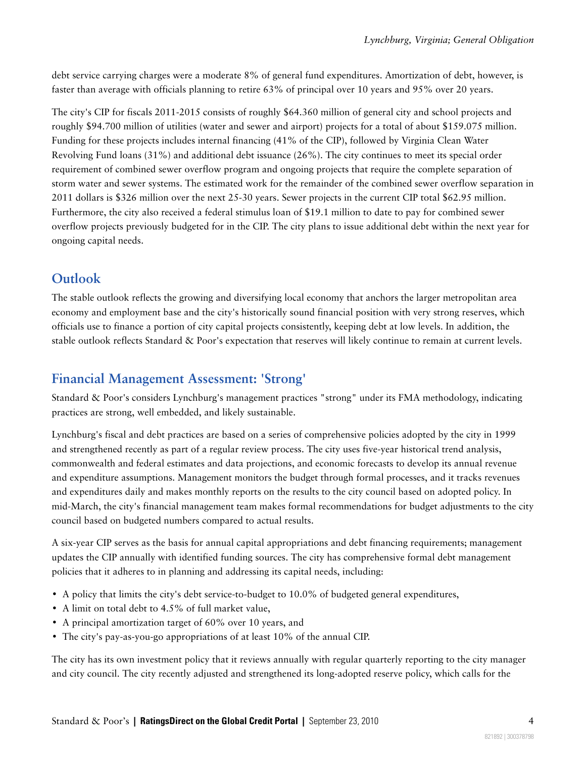debt service carrying charges were a moderate 8% of general fund expenditures. Amortization of debt, however, is faster than average with officials planning to retire 63% of principal over 10 years and 95% over 20 years.

The city's CIP for fiscals 2011-2015 consists of roughly $64.360 million of general city and school projects and roughly $94.700 million of utilities (water and sewer and airport) projects for a total of about $159.075 million. Funding for these projects includes internal financing (41% of the CIP), followed by Virginia Clean Water Revolving Fund loans (31%) and additional debt issuance (26%). The city continues to meet its special order requirement of combined sewer overflow program and ongoing projects that require the complete separation of storm water and sewer systems. The estimated work for the remainder of the combined sewer overflow separation in 2011 dollars is $326 million over the next 25-30 years. Sewer projects in the current CIP total $62.95 million. Furthermore, the city also received a federal stimulus loan of $19.1 million to date to pay for combined sewer overflow projects previously budgeted for in the CIP. The city plans to issue additional debt within the next year for ongoing capital needs.

## Outlook

The stable outlook reflects the growing and diversifying local economy that anchors the larger metropolitan area economy and employment base and the city's historically sound financial position with very strong reserves, which officials use to finance a portion of city capital projects consistently, keeping debt at low levels. In addition, the stable outlook reflects Standard & Poor's expectation that reserves will likely continue to remain at current levels.

## Financial Management Assessment: 'Strong'

Standard & Poor's considers Lynchburg's management practices "strong" under its FMA methodology, indicating practices are strong, well embedded, and likely sustainable.

Lynchburg's fiscal and debt practices are based on a series of comprehensive policies adopted by the city in 1999 and strengthened recently as part of a regular review process. The city uses five-year historical trend analysis, commonwealth and federal estimates and data projections, and economic forecasts to develop its annual revenue and expenditure assumptions. Management monitors the budget through formal processes, and it tracks revenues and expenditures daily and makes monthly reports on the results to the city council based on adopted policy. In mid-March, the city's financial management team makes formal recommendations for budget adjustments to the city council based on budgeted numbers compared to actual results.

A six-year CIP serves as the basis for annual capital appropriations and debt financing requirements; management updates the CIP annually with identified funding sources. The city has comprehensive formal debt management policies that it adheres to in planning and addressing its capital needs, including:

- A policy that limits the city's debt service-to-budget to 10.0% of budgeted general expenditures,
- A limit on total debt to 4.5% of full market value,
- A principal amortization target of 60% over 10 years, and
- The city's pay-as-you-go appropriations of at least 10% of the annual CIP.

The city has its own investment policy that it reviews annually with regular quarterly reporting to the city manager and city council. The city recently adjusted and strengthened its long-adopted reserve policy, which calls for the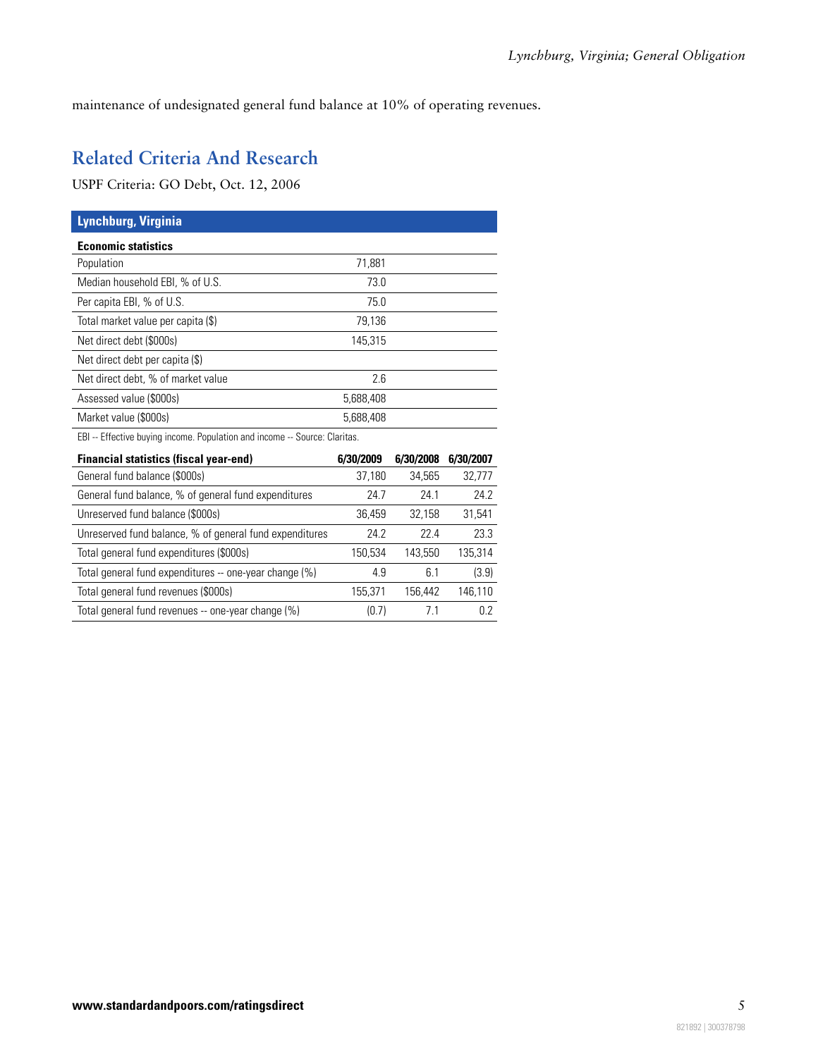maintenance of undesignated general fund balance at 10% of operating revenues.

## Related Criteria And Research

USPF Criteria: GO Debt, Oct. 12, 2006

| Lynchburg, Virginia | |
|---|---|
| **Economic statistics** | |
| Population | 71,881 |
| Median household EBI, % of U.S. | 73.0 |
| Per capita EBI, % of U.S. | 75.0 |
| Total market value per capita ($) | 79,136 |
| Net direct debt ($000s) | 145,315 |
| Net direct debt per capita ($) | |
| Net direct debt, % of market value | 2.6 |
| Assessed value ($000s) | 5,688,408 |
| Market value ($000s) | 5,688,408 |

EBI -- Effective buying income. Population and income -- Source: Claritas.

| Financial statistics (fiscal year-end) | 6/30/2009 | 6/30/2008 | 6/30/2007 |
|---|---|---|---|
| General fund balance ($000s) | 37,180 | 34,565 | 32,777 |
| General fund balance, % of general fund expenditures | 24.7 | 24.1 | 24.2 |
| Unreserved fund balance ($000s) | 36,459 | 32,158 | 31,541 |
| Unreserved fund balance, % of general fund expenditures | 24.2 | 22.4 | 23.3 |
| Total general fund expenditures ($000s) | 150,534 | 143,550 | 135,314 |
| Total general fund expenditures -- one-year change (%) | 4.9 | 6.1 | (3.9) |
| Total general fund revenues ($000s) | 155,371 | 156,442 | 146,110 |
| Total general fund revenues -- one-year change (%) | (0.7) | 7.1 | 0.2 |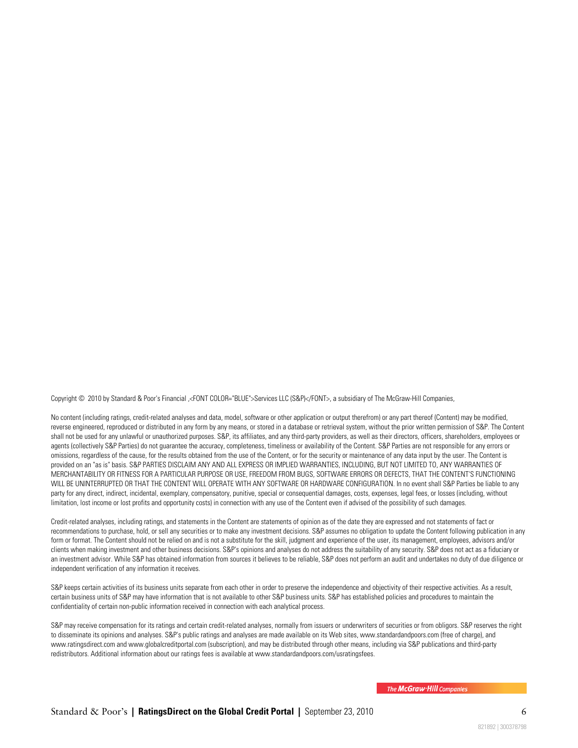Copyright © 2010 by Standard & Poor's Financial ,<FONT COLOR="BLUE">Services LLC (S&P)</FONT>, a subsidiary of The McGraw-Hill Companies,

No content (including ratings, credit-related analyses and data, model, software or other application or output therefrom) or any part thereof (Content) may be modified, reverse engineered, reproduced or distributed in any form by any means, or stored in a database or retrieval system, without the prior written permission of S&P. The Content shall not be used for any unlawful or unauthorized purposes. S&P, its affiliates, and any third-party providers, as well as their directors, officers, shareholders, employees or agents (collectively S&P Parties) do not guarantee the accuracy, completeness, timeliness or availability of the Content. S&P Parties are not responsible for any errors or omissions, regardless of the cause, for the results obtained from the use of the Content, or for the security or maintenance of any data input by the user. The Content is provided on an "as is" basis. S&P PARTIES DISCLAIM ANY AND ALL EXPRESS OR IMPLIED WARRANTIES, INCLUDING, BUT NOT LIMITED TO, ANY WARRANTIES OF MERCHANTABILITY OR FITNESS FOR A PARTICULAR PURPOSE OR USE, FREEDOM FROM BUGS, SOFTWARE ERRORS OR DEFECTS, THAT THE CONTENT'S FUNCTIONING WILL BE UNINTERRUPTED OR THAT THE CONTENT WILL OPERATE WITH ANY SOFTWARE OR HARDWARE CONFIGURATION. In no event shall S&P Parties be liable to any party for any direct, indirect, incidental, exemplary, compensatory, punitive, special or consequential damages, costs, expenses, legal fees, or losses (including, without limitation, lost income or lost profits and opportunity costs) in connection with any use of the Content even if advised of the possibility of such damages.

Credit-related analyses, including ratings, and statements in the Content are statements of opinion as of the date they are expressed and not statements of fact or recommendations to purchase, hold, or sell any securities or to make any investment decisions. S&P assumes no obligation to update the Content following publication in any form or format. The Content should not be relied on and is not a substitute for the skill, judgment and experience of the user, its management, employees, advisors and/or clients when making investment and other business decisions. S&P's opinions and analyses do not address the suitability of any security. S&P does not act as a fiduciary or an investment advisor. While S&P has obtained information from sources it believes to be reliable, S&P does not perform an audit and undertakes no duty of due diligence or independent verification of any information it receives.

S&P keeps certain activities of its business units separate from each other in order to preserve the independence and objectivity of their respective activities. As a result, certain business units of S&P may have information that is not available to other S&P business units. S&P has established policies and procedures to maintain the confidentiality of certain non-public information received in connection with each analytical process.

S&P may receive compensation for its ratings and certain credit-related analyses, normally from issuers or underwriters of securities or from obligors. S&P reserves the right to disseminate its opinions and analyses. S&P's public ratings and analyses are made available on its Web sites, www.standardandpoors.com (free of charge), and www.ratingsdirect.com and www.globalcreditportal.com (subscription), and may be distributed through other means, including via S&P publications and third-party redistributors. Additional information about our ratings fees is available at www.standardandpoors.com/usratingsfees.

The McGraw·Hill Companies